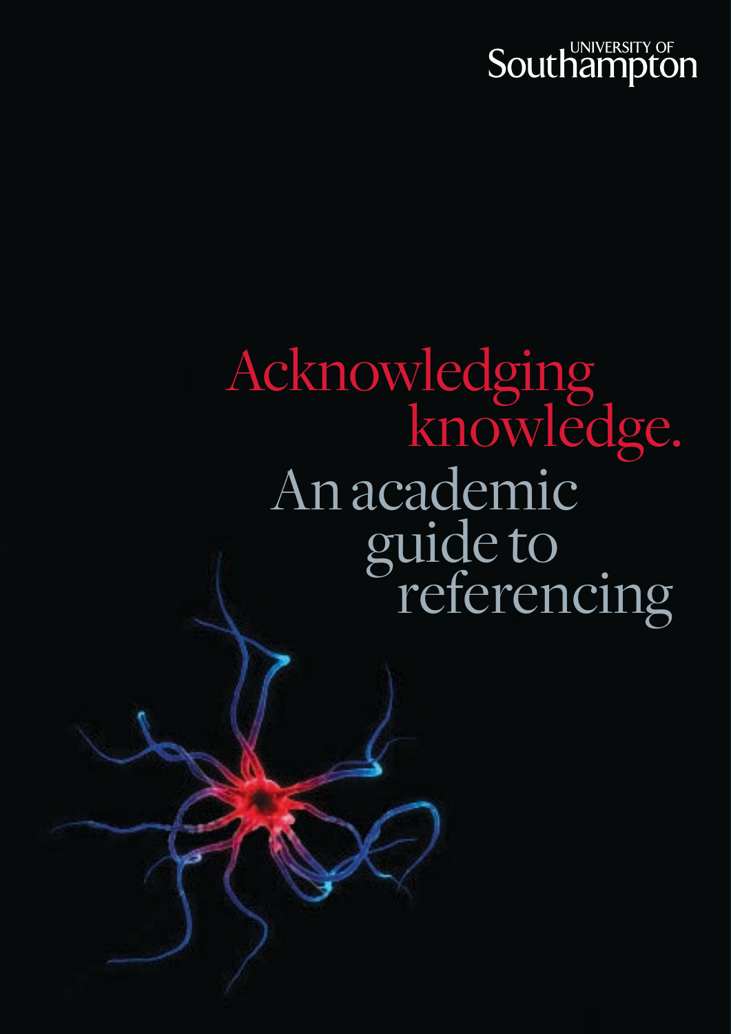UNIVERSITY OF Southampton

# Acknowledging knowledge.

## An academic guide to referencing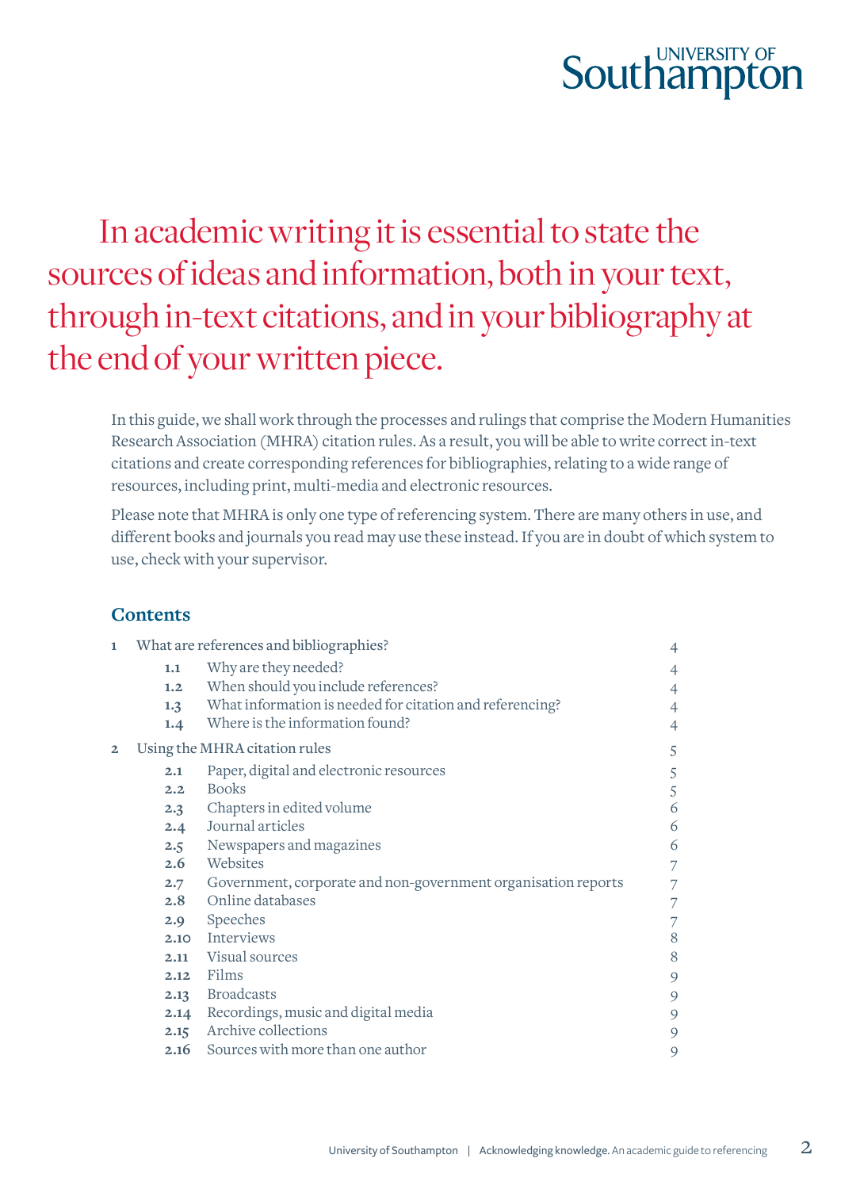In academic writing it is essential to state the sources of ideas and information, both in your text, through in-text citations, and in your bibliography at the end of your written piece.

In this guide, we shall work through the processes and rulings that comprise the Modern Humanities Research Association (MHRA) citation rules. As a result, you will be able to write correct in-text citations and create corresponding references for bibliographies, relating to a wide range of resources, including print, multi-media and electronic resources.

Please note that MHRA is only one type of referencing system. There are many others in use, and different books and journals you read may use these instead. If you are in doubt of which system to use, check with your supervisor.

## Contents

| | | |
|---|---|---|
| **1** | What are references and bibliographies? | 4 |
| **1.1** | Why are they needed? | 4 |
| **1.2** | When should you include references? | 4 |
| **1.3** | What information is needed for citation and referencing? | 4 |
| **1.4** | Where is the information found? | 4 |
| **2** | Using the MHRA citation rules | 5 |
| **2.1** | Paper, digital and electronic resources | 5 |
| **2.2** | Books | 5 |
| **2.3** | Chapters in edited volume | 6 |
| **2.4** | Journal articles | 6 |
| **2.5** | Newspapers and magazines | 6 |
| **2.6** | Websites | 7 |
| **2.7** | Government, corporate and non-government organisation reports | 7 |
| **2.8** | Online databases | 7 |
| **2.9** | Speeches | 7 |
| **2.10** | Interviews | 8 |
| **2.11** | Visual sources | 8 |
| **2.12** | Films | 9 |
| **2.13** | Broadcasts | 9 |
| **2.14** | Recordings, music and digital media | 9 |
| **2.15** | Archive collections | 9 |
| **2.16** | Sources with more than one author | 9 |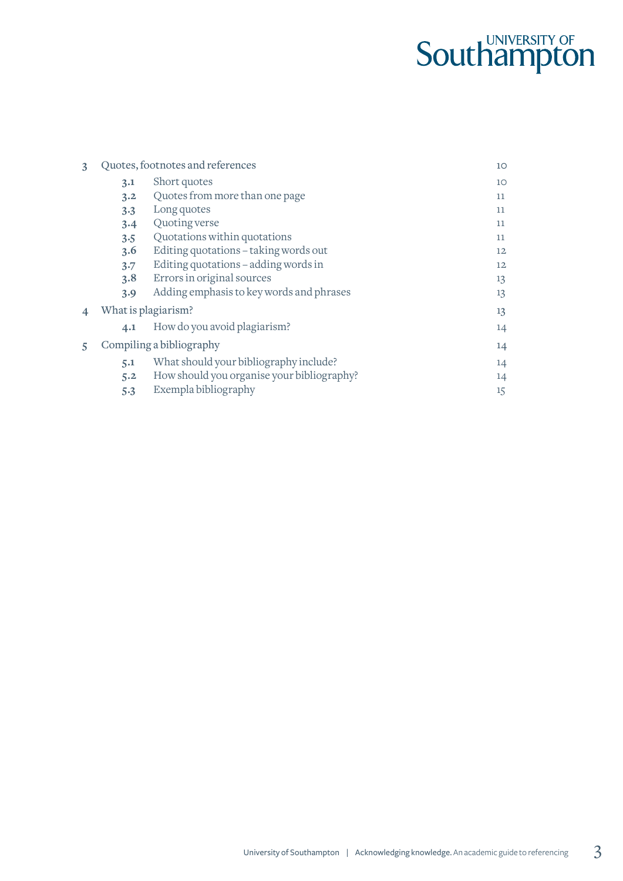| | | |
|---|---|---|
| 3 | Quotes, footnotes and references | 10 |
| | 3.1 Short quotes | 10 |
| | 3.2 Quotes from more than one page | 11 |
| | 3.3 Long quotes | 11 |
| | 3.4 Quoting verse | 11 |
| | 3.5 Quotations within quotations | 11 |
| | 3.6 Editing quotations – taking words out | 12 |
| | 3.7 Editing quotations – adding words in | 12 |
| | 3.8 Errors in original sources | 13 |
| | 3.9 Adding emphasis to key words and phrases | 13 |
| 4 | What is plagiarism? | 13 |
| | 4.1 How do you avoid plagiarism? | 14 |
| 5 | Compiling a bibliography | 14 |
| | 5.1 What should your bibliography include? | 14 |
| | 5.2 How should you organise your bibliography? | 14 |
| | 5.3 Exempla bibliography | 15 |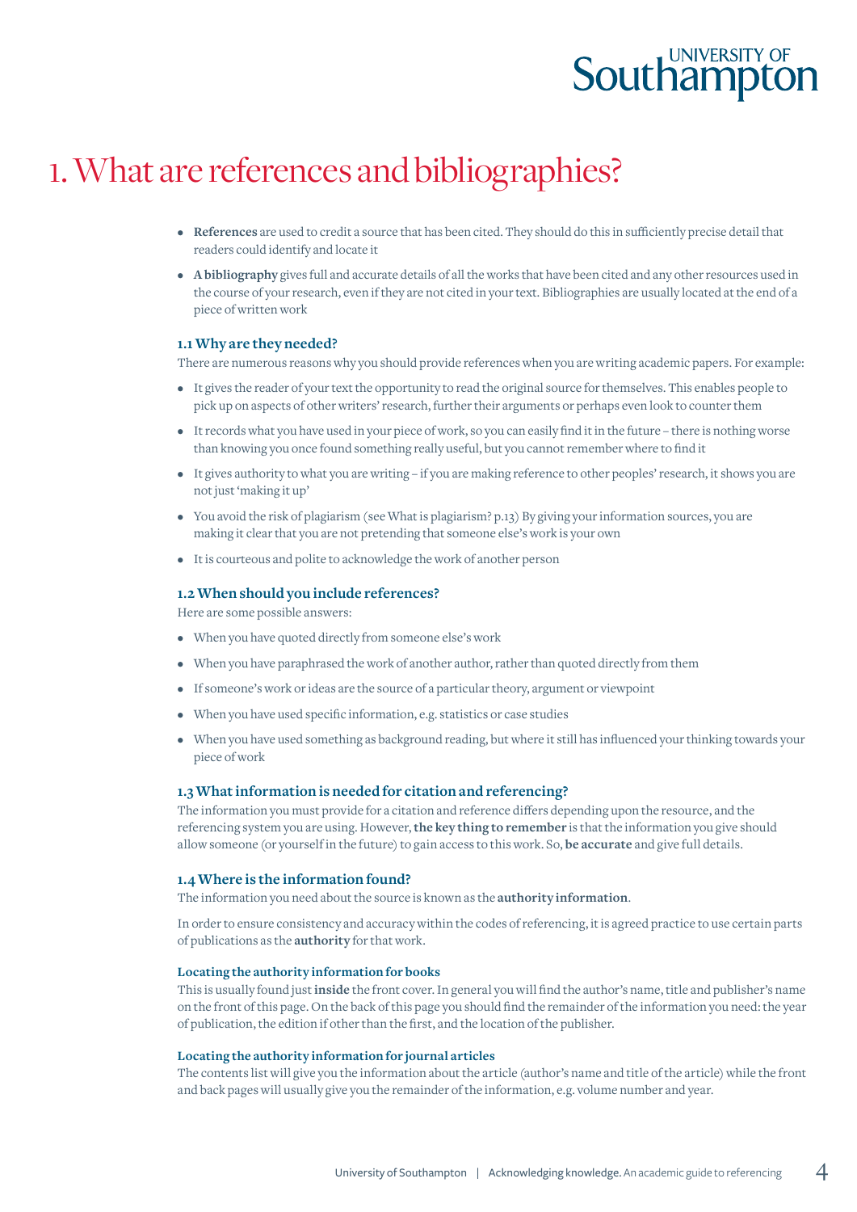# 1. What are references and bibliographies?

- **References** are used to credit a source that has been cited. They should do this in sufficiently precise detail that readers could identify and locate it
- **A bibliography** gives full and accurate details of all the works that have been cited and any other resources used in the course of your research, even if they are not cited in your text. Bibliographies are usually located at the end of a piece of written work

## 1.1 Why are they needed?

There are numerous reasons why you should provide references when you are writing academic papers. For example:

- It gives the reader of your text the opportunity to read the original source for themselves. This enables people to pick up on aspects of other writers' research, further their arguments or perhaps even look to counter them
- It records what you have used in your piece of work, so you can easily find it in the future – there is nothing worse than knowing you once found something really useful, but you cannot remember where to find it
- It gives authority to what you are writing – if you are making reference to other peoples' research, it shows you are not just 'making it up'
- You avoid the risk of plagiarism (see What is plagiarism? p.13) By giving your information sources, you are making it clear that you are not pretending that someone else's work is your own
- It is courteous and polite to acknowledge the work of another person

## 1.2 When should you include references?

Here are some possible answers:

- When you have quoted directly from someone else's work
- When you have paraphrased the work of another author, rather than quoted directly from them
- If someone's work or ideas are the source of a particular theory, argument or viewpoint
- When you have used specific information, e.g. statistics or case studies
- When you have used something as background reading, but where it still has influenced your thinking towards your piece of work

## 1.3 What information is needed for citation and referencing?

The information you must provide for a citation and reference differs depending upon the resource, and the referencing system you are using. However, **the key thing to remember** is that the information you give should allow someone (or yourself in the future) to gain access to this work. So, **be accurate** and give full details.

## 1.4 Where is the information found?

The information you need about the source is known as the **authority information**.

In order to ensure consistency and accuracy within the codes of referencing, it is agreed practice to use certain parts of publications as the **authority** for that work.

### Locating the authority information for books

This is usually found just **inside** the front cover. In general you will find the author's name, title and publisher's name on the front of this page. On the back of this page you should find the remainder of the information you need: the year of publication, the edition if other than the first, and the location of the publisher.

### Locating the authority information for journal articles

The contents list will give you the information about the article (author's name and title of the article) while the front and back pages will usually give you the remainder of the information, e.g. volume number and year.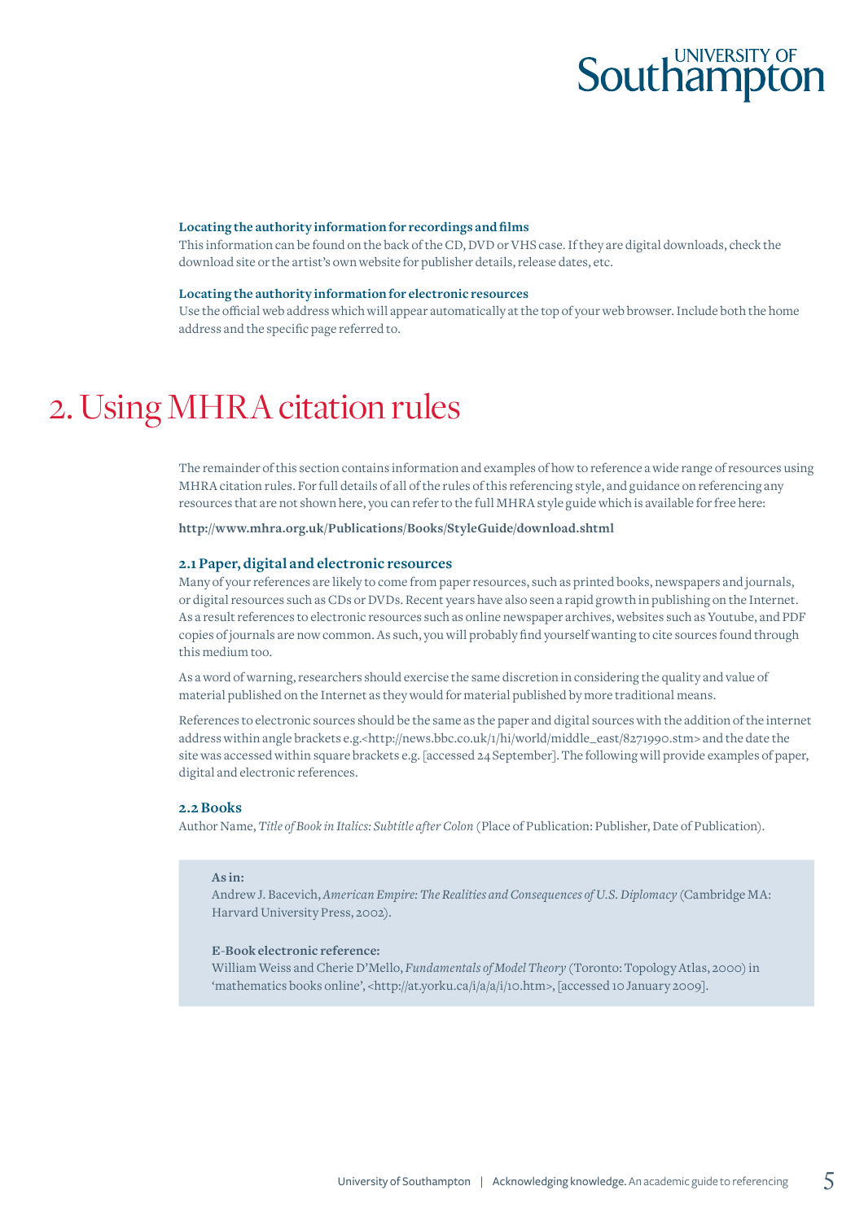**Locating the authority information for recordings and films**

This information can be found on the back of the CD, DVD or VHS case. If they are digital downloads, check the download site or the artist's own website for publisher details, release dates, etc.

**Locating the authority information for electronic resources**

Use the official web address which will appear automatically at the top of your web browser. Include both the home address and the specific page referred to.

# 2. Using MHRA citation rules

The remainder of this section contains information and examples of how to reference a wide range of resources using MHRA citation rules. For full details of all of the rules of this referencing style, and guidance on referencing any resources that are not shown here, you can refer to the full MHRA style guide which is available for free here:

**http://www.mhra.org.uk/Publications/Books/StyleGuide/download.shtml**

### 2.1 Paper, digital and electronic resources

Many of your references are likely to come from paper resources, such as printed books, newspapers and journals, or digital resources such as CDs or DVDs. Recent years have also seen a rapid growth in publishing on the Internet. As a result references to electronic resources such as online newspaper archives, websites such as Youtube, and PDF copies of journals are now common. As such, you will probably find yourself wanting to cite sources found through this medium too.

As a word of warning, researchers should exercise the same discretion in considering the quality and value of material published on the Internet as they would for material published by more traditional means.

References to electronic sources should be the same as the paper and digital sources with the addition of the internet address within angle brackets e.g.<http://news.bbc.co.uk/1/hi/world/middle_east/8271990.stm> and the date the site was accessed within square brackets e.g. [accessed 24 September]. The following will provide examples of paper, digital and electronic references.

### 2.2 Books

Author Name, *Title of Book in Italics: Subtitle after Colon* (Place of Publication: Publisher, Date of Publication).

**As in:**
Andrew J. Bacevich, *American Empire: The Realities and Consequences of U.S. Diplomacy* (Cambridge MA: Harvard University Press, 2002).

**E-Book electronic reference:**
William Weiss and Cherie D'Mello, *Fundamentals of Model Theory* (Toronto: Topology Atlas, 2000) in 'mathematics books online', <http://at.yorku.ca/i/a/a/i/10.htm>, [accessed 10 January 2009].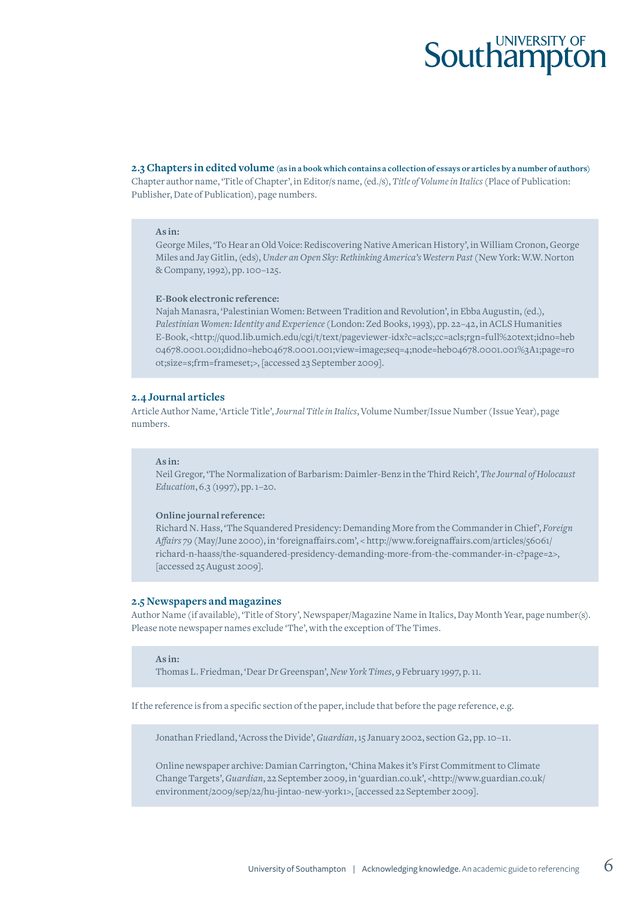### 2.3 Chapters in edited volume (as in a book which contains a collection of essays or articles by a number of authors)

Chapter author name, 'Title of Chapter', in Editor/s name, (ed./s), *Title of Volume in Italics* (Place of Publication: Publisher, Date of Publication), page numbers.

> **As in:**
> George Miles, 'To Hear an Old Voice: Rediscovering Native American History', in William Cronon, George Miles and Jay Gitlin, (eds), *Under an Open Sky: Rethinking America's Western Past* (New York: W.W. Norton & Company, 1992), pp. 100–125.
>
> **E-Book electronic reference:**
> Najah Manasra, 'Palestinian Women: Between Tradition and Revolution', in Ebba Augustin, (ed.), *Palestinian Women: Identity and Experience* (London: Zed Books, 1993), pp. 22–42, in ACLS Humanities E-Book, <http://quod.lib.umich.edu/cgi/t/text/pageviewer-idx?c=acls;cc=acls;rgn=full%20text;idno=heb04678.0001.001;didno=heb04678.0001.001;view=image;seq=4;node=heb04678.0001.001%3A1;page=root;size=s;frm=frameset;>, [accessed 23 September 2009].

### 2.4 Journal articles

Article Author Name, 'Article Title', *Journal Title in Italics*, Volume Number/Issue Number (Issue Year), page numbers.

> **As in:**
> Neil Gregor, 'The Normalization of Barbarism: Daimler-Benz in the Third Reich', *The Journal of Holocaust Education*, 6.3 (1997), pp. 1–20.
>
> **Online journal reference:**
> Richard N. Hass, 'The Squandered Presidency: Demanding More from the Commander in Chief', *Foreign Affairs 79* (May/June 2000), in 'foreignaffairs.com', < http://www.foreignaffairs.com/articles/56061/richard-n-haass/the-squandered-presidency-demanding-more-from-the-commander-in-c?page=2>, [accessed 25 August 2009].

### 2.5 Newspapers and magazines

Author Name (if available), 'Title of Story', Newspaper/Magazine Name in Italics, Day Month Year, page number(s). Please note newspaper names exclude 'The', with the exception of The Times.

> **As in:**
> Thomas L. Friedman, 'Dear Dr Greenspan', *New York Times*, 9 February 1997, p. 11.

If the reference is from a specific section of the paper, include that before the page reference, e.g.

> Jonathan Friedland, 'Across the Divide', *Guardian*, 15 January 2002, section G2, pp. 10–11.
>
> Online newspaper archive: Damian Carrington, 'China Makes it's First Commitment to Climate Change Targets', *Guardian*, 22 September 2009, in 'guardian.co.uk', <http://www.guardian.co.uk/environment/2009/sep/22/hu-jintao-new-york1>, [accessed 22 September 2009].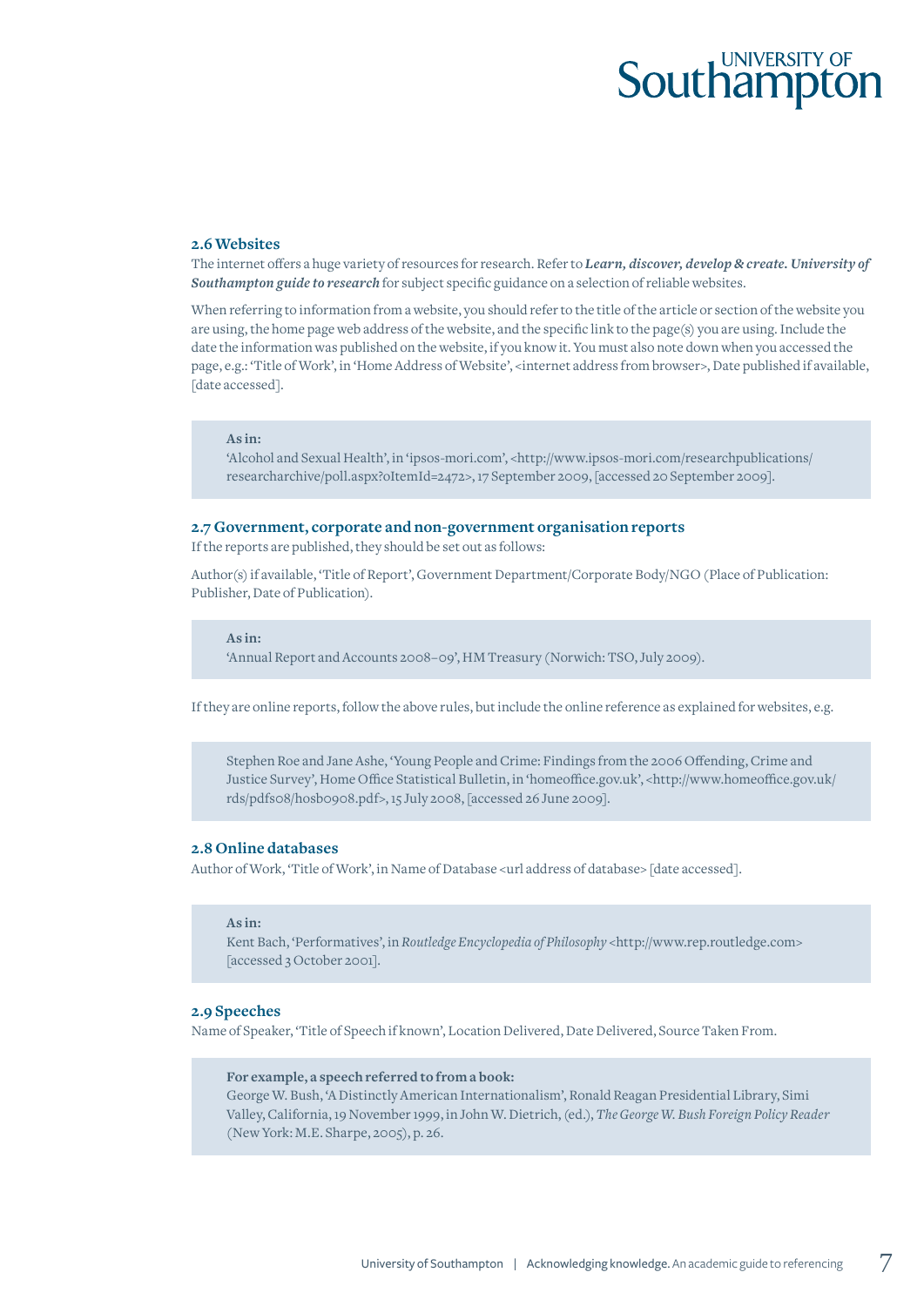## 2.6 Websites

The internet offers a huge variety of resources for research. Refer to ***Learn, discover, develop & create. University of Southampton guide to research*** for subject specific guidance on a selection of reliable websites.

When referring to information from a website, you should refer to the title of the article or section of the website you are using, the home page web address of the website, and the specific link to the page(s) you are using. Include the date the information was published on the website, if you know it. You must also note down when you accessed the page, e.g.: 'Title of Work', in 'Home Address of Website', <internet address from browser>, Date published if available, [date accessed].

> **As in:**
> 'Alcohol and Sexual Health', in 'ipsos-mori.com', <http://www.ipsos-mori.com/researchpublications/researcharchive/poll.aspx?oItemId=2472>, 17 September 2009, [accessed 20 September 2009].

## 2.7 Government, corporate and non-government organisation reports

If the reports are published, they should be set out as follows:

Author(s) if available, 'Title of Report', Government Department/Corporate Body/NGO (Place of Publication: Publisher, Date of Publication).

> **As in:**
> 'Annual Report and Accounts 2008–09', HM Treasury (Norwich: TSO, July 2009).

If they are online reports, follow the above rules, but include the online reference as explained for websites, e.g.

> Stephen Roe and Jane Ashe, 'Young People and Crime: Findings from the 2006 Offending, Crime and Justice Survey', Home Office Statistical Bulletin, in 'homeoffice.gov.uk', <http://www.homeoffice.gov.uk/rds/pdfs08/hosb0908.pdf>, 15 July 2008, [accessed 26 June 2009].

## 2.8 Online databases

Author of Work, 'Title of Work', in Name of Database <url address of database> [date accessed].

> **As in:**
> Kent Bach, 'Performatives', in *Routledge Encyclopedia of Philosophy* <http://www.rep.routledge.com> [accessed 3 October 2001].

## 2.9 Speeches

Name of Speaker, 'Title of Speech if known', Location Delivered, Date Delivered, Source Taken From.

> **For example, a speech referred to from a book:**
> George W. Bush, 'A Distinctly American Internationalism', Ronald Reagan Presidential Library, Simi Valley, California, 19 November 1999, in John W. Dietrich, (ed.), *The George W. Bush Foreign Policy Reader* (New York: M.E. Sharpe, 2005), p. 26.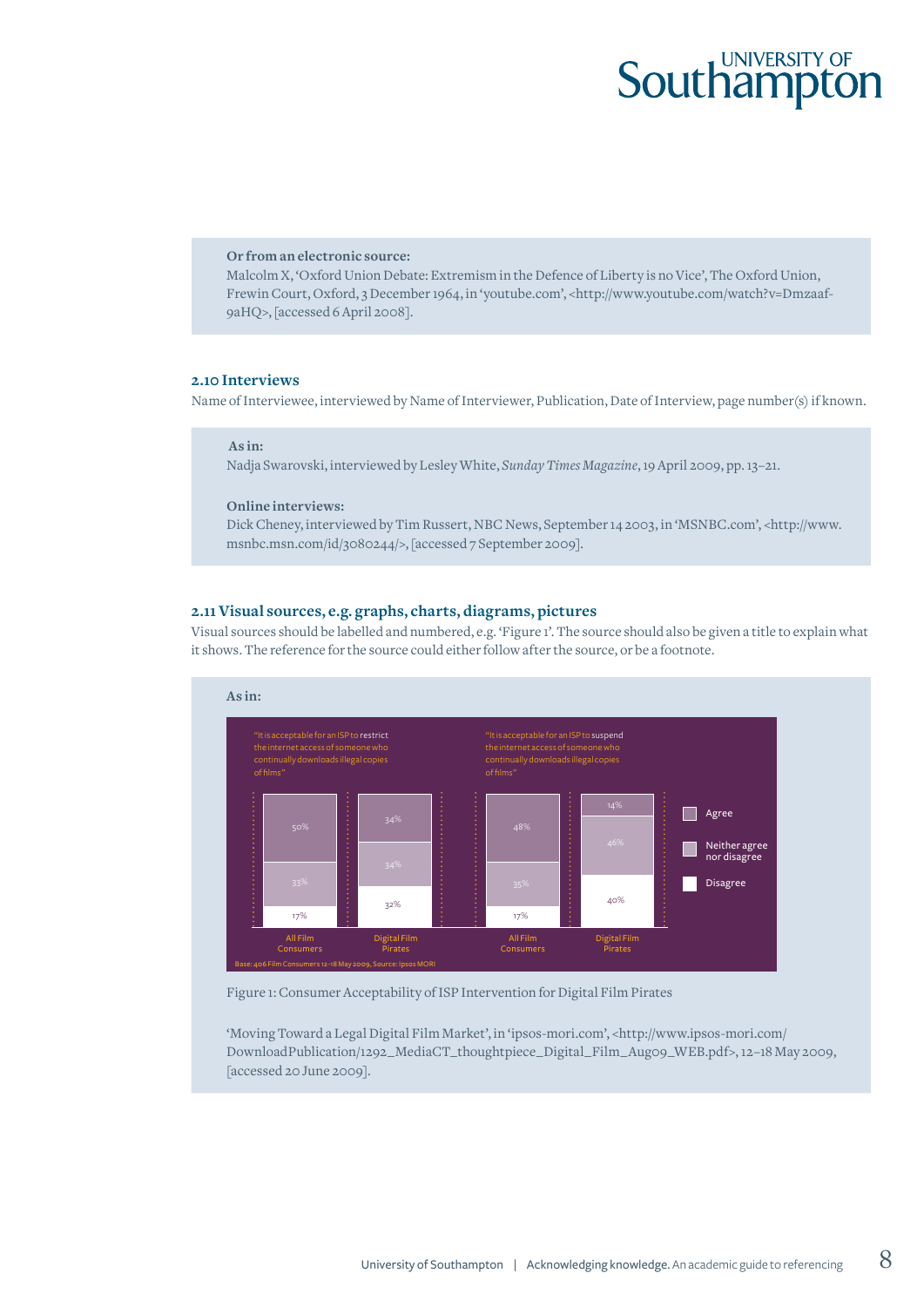**Or from an electronic source:**
Malcolm X, 'Oxford Union Debate: Extremism in the Defence of Liberty is no Vice', The Oxford Union, Frewin Court, Oxford, 3 December 1964, in 'youtube.com', <http://www.youtube.com/watch?v=Dmzaaf-9aHQ>, [accessed 6 April 2008].

### 2.10 Interviews

Name of Interviewee, interviewed by Name of Interviewer, Publication, Date of Interview, page number(s) if known.

**As in:**
Nadja Swarovski, interviewed by Lesley White, *Sunday Times Magazine*, 19 April 2009, pp. 13–21.

**Online interviews:**
Dick Cheney, interviewed by Tim Russert, NBC News, September 14 2003, in 'MSNBC.com', <http://www.msnbc.msn.com/id/3080244/>, [accessed 7 September 2009].

### 2.11 Visual sources, e.g. graphs, charts, diagrams, pictures

Visual sources should be labelled and numbered, e.g. 'Figure 1'. The source should also be given a title to explain what it shows. The reference for the source could either follow after the source, or be a footnote.

**As in:**

"It is acceptable for an ISP to restrict the internet access of someone who continually downloads illegal copies of films"

"It is acceptable for an ISP to suspend the internet access of someone who continually downloads illegal copies of films"

| | Restrict: All Film Consumers | Restrict: Digital Film Pirates | Suspend: All Film Consumers | Suspend: Digital Film Pirates |
|---|---|---|---|---|
| Agree | 50% | 34% | 48% | 14% |
| Neither agree nor disagree | 33% | 34% | 35% | 46% |
| Disagree | 17% | 32% | 17% | 40% |

Base: 406 Film Consumers 12-18 May 2009, Source: Ipsos MORI

Figure 1: Consumer Acceptability of ISP Intervention for Digital Film Pirates

'Moving Toward a Legal Digital Film Market', in 'ipsos-mori.com', <http://www.ipsos-mori.com/DownloadPublication/1292_MediaCT_thoughtpiece_Digital_Film_Aug09_WEB.pdf>, 12–18 May 2009, [accessed 20 June 2009].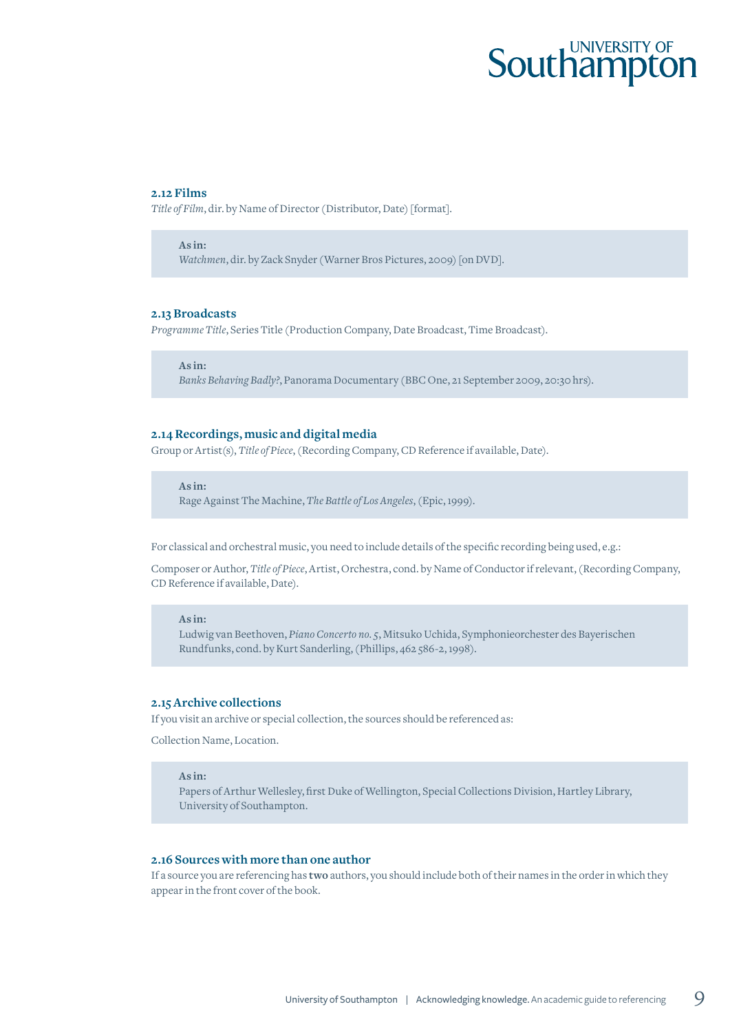### 2.12 Films

*Title of Film*, dir. by Name of Director (Distributor, Date) [format].

> **As in:**
> *Watchmen*, dir. by Zack Snyder (Warner Bros Pictures, 2009) [on DVD].

### 2.13 Broadcasts

*Programme Title*, Series Title (Production Company, Date Broadcast, Time Broadcast).

> **As in:**
> *Banks Behaving Badly?*, Panorama Documentary (BBC One, 21 September 2009, 20:30 hrs).

### 2.14 Recordings, music and digital media

Group or Artist(s), *Title of Piece*, (Recording Company, CD Reference if available, Date).

> **As in:**
> Rage Against The Machine, *The Battle of Los Angeles*, (Epic, 1999).

For classical and orchestral music, you need to include details of the specific recording being used, e.g.:

Composer or Author, *Title of Piece*, Artist, Orchestra, cond. by Name of Conductor if relevant, (Recording Company, CD Reference if available, Date).

> **As in:**
> Ludwig van Beethoven, *Piano Concerto no. 5*, Mitsuko Uchida, Symphonieorchester des Bayerischen Rundfunks, cond. by Kurt Sanderling, (Phillips, 462 586-2, 1998).

### 2.15 Archive collections

If you visit an archive or special collection, the sources should be referenced as:

Collection Name, Location.

> **As in:**
> Papers of Arthur Wellesley, first Duke of Wellington, Special Collections Division, Hartley Library, University of Southampton.

### 2.16 Sources with more than one author

If a source you are referencing has **two** authors, you should include both of their names in the order in which they appear in the front cover of the book.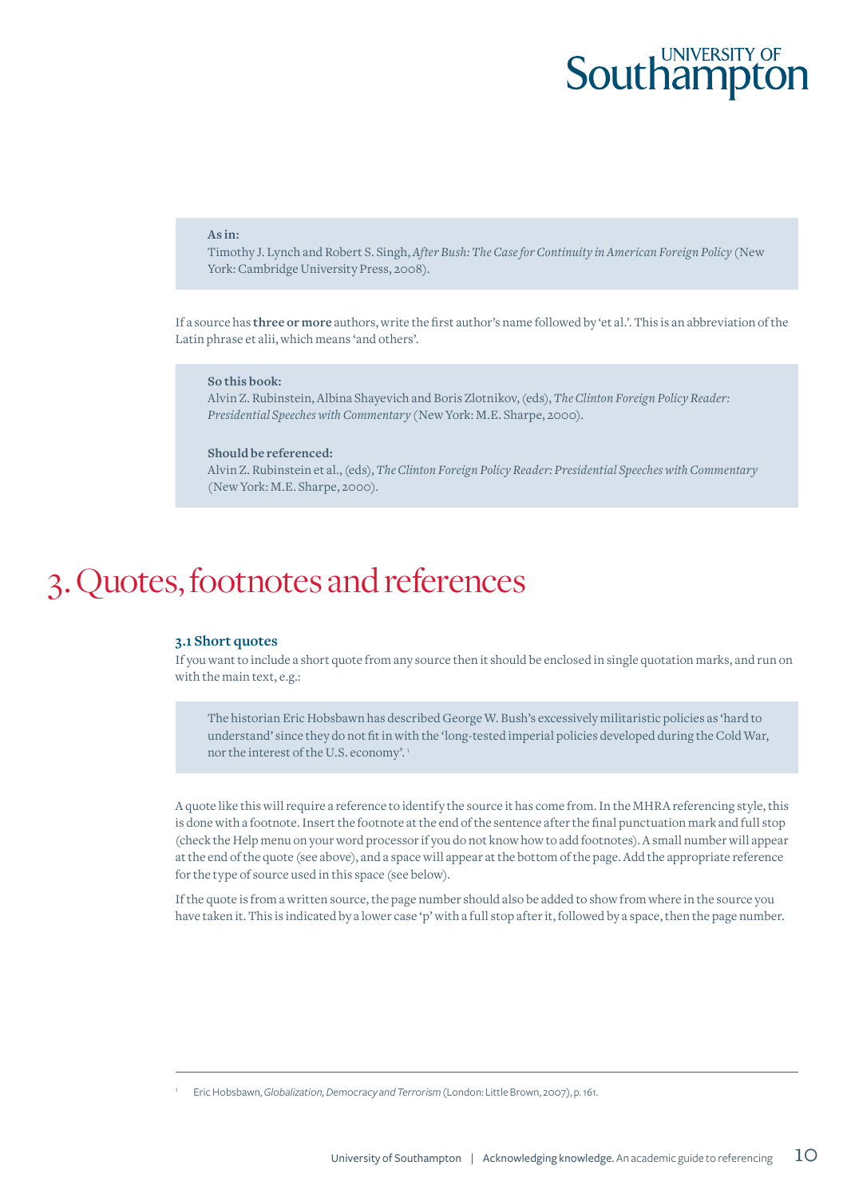**As in:**
Timothy J. Lynch and Robert S. Singh, *After Bush: The Case for Continuity in American Foreign Policy* (New York: Cambridge University Press, 2008).

If a source has **three or more** authors, write the first author's name followed by 'et al.'. This is an abbreviation of the Latin phrase et alii, which means 'and others'.

**So this book:**
Alvin Z. Rubinstein, Albina Shayevich and Boris Zlotnikov, (eds), *The Clinton Foreign Policy Reader: Presidential Speeches with Commentary* (New York: M.E. Sharpe, 2000).

**Should be referenced:**
Alvin Z. Rubinstein et al., (eds), *The Clinton Foreign Policy Reader: Presidential Speeches with Commentary* (New York: M.E. Sharpe, 2000).

# 3. Quotes, footnotes and references

### 3.1 Short quotes

If you want to include a short quote from any source then it should be enclosed in single quotation marks, and run on with the main text, e.g.:

> The historian Eric Hobsbawn has described George W. Bush's excessively militaristic policies as 'hard to understand' since they do not fit in with the 'long-tested imperial policies developed during the Cold War, nor the interest of the U.S. economy'.[1]

A quote like this will require a reference to identify the source it has come from. In the MHRA referencing style, this is done with a footnote. Insert the footnote at the end of the sentence after the final punctuation mark and full stop (check the Help menu on your word processor if you do not know how to add footnotes). A small number will appear at the end of the quote (see above), and a space will appear at the bottom of the page. Add the appropriate reference for the type of source used in this space (see below).

If the quote is from a written source, the page number should also be added to show from where in the source you have taken it. This is indicated by a lower case 'p' with a full stop after it, followed by a space, then the page number.

---

[1] Eric Hobsbawn, *Globalization, Democracy and Terrorism* (London: Little Brown, 2007), p. 161.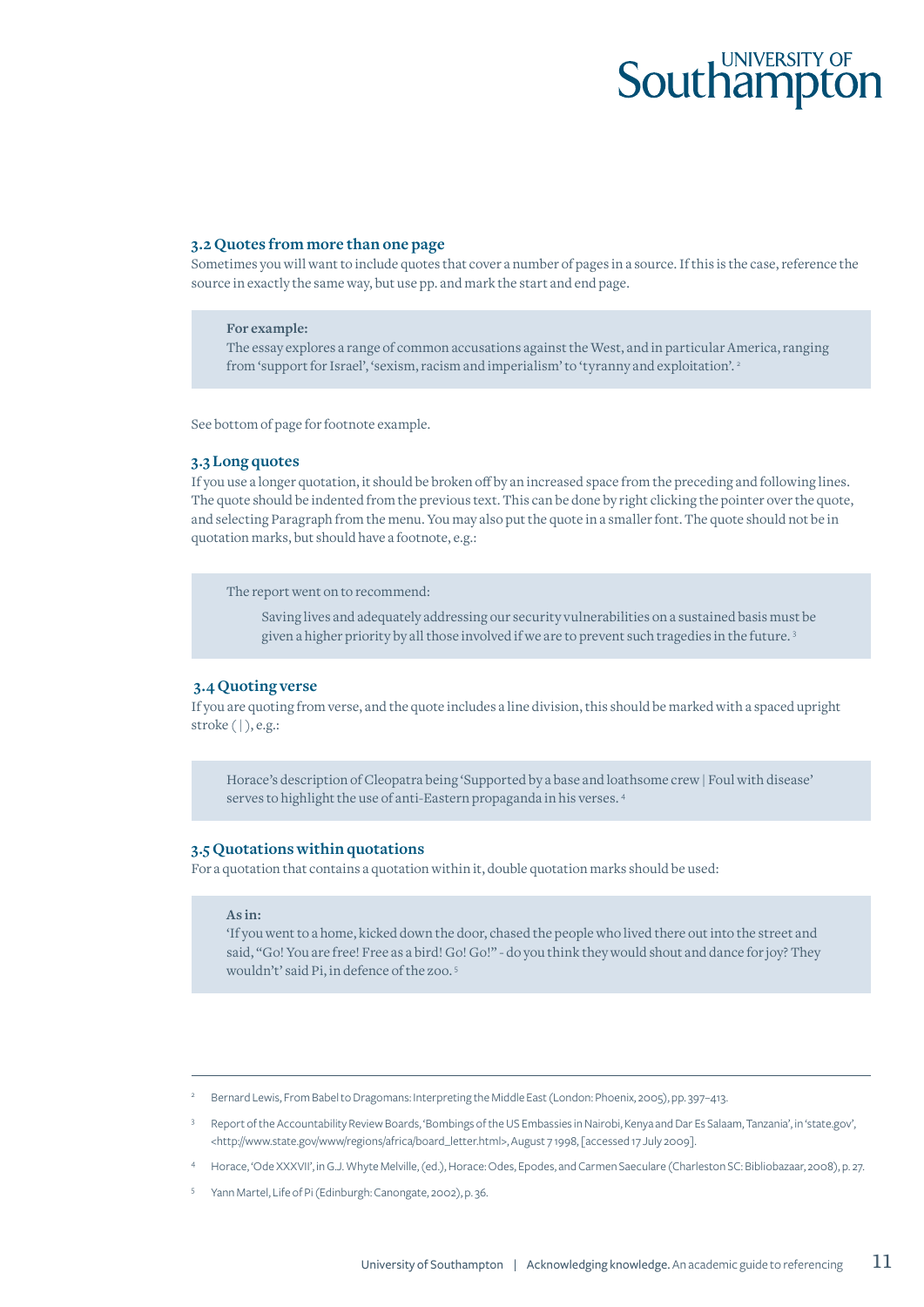### 3.2 Quotes from more than one page

Sometimes you will want to include quotes that cover a number of pages in a source. If this is the case, reference the source in exactly the same way, but use pp. and mark the start and end page.

> **For example:**
> The essay explores a range of common accusations against the West, and in particular America, ranging from 'support for Israel', 'sexism, racism and imperialism' to 'tyranny and exploitation'. [2]

See bottom of page for footnote example.

### 3.3 Long quotes

If you use a longer quotation, it should be broken off by an increased space from the preceding and following lines. The quote should be indented from the previous text. This can be done by right clicking the pointer over the quote, and selecting Paragraph from the menu. You may also put the quote in a smaller font. The quote should not be in quotation marks, but should have a footnote, e.g.:

> The report went on to recommend:
>
> > Saving lives and adequately addressing our security vulnerabilities on a sustained basis must be given a higher priority by all those involved if we are to prevent such tragedies in the future. [3]

### 3.4 Quoting verse

If you are quoting from verse, and the quote includes a line division, this should be marked with a spaced upright stroke ( | ), e.g.:

> Horace's description of Cleopatra being 'Supported by a base and loathsome crew | Foul with disease' serves to highlight the use of anti-Eastern propaganda in his verses. [4]

### 3.5 Quotations within quotations

For a quotation that contains a quotation within it, double quotation marks should be used:

> **As in:**
> 'If you went to a home, kicked down the door, chased the people who lived there out into the street and said, "Go! You are free! Free as a bird! Go! Go!" - do you think they would shout and dance for joy? They wouldn't' said Pi, in defence of the zoo. [5]

---

[2] Bernard Lewis, From Babel to Dragomans: Interpreting the Middle East (London: Phoenix, 2005), pp. 397–413.

[3] Report of the Accountability Review Boards, 'Bombings of the US Embassies in Nairobi, Kenya and Dar Es Salaam, Tanzania', in 'state.gov', <http://www.state.gov/www/regions/africa/board_letter.html>, August 7 1998, [accessed 17 July 2009].

[4] Horace, 'Ode XXXVII', in G.J. Whyte Melville, (ed.), Horace: Odes, Epodes, and Carmen Saeculare (Charleston SC: Bibliobazaar, 2008), p. 27.

[5] Yann Martel, Life of Pi (Edinburgh: Canongate, 2002), p. 36.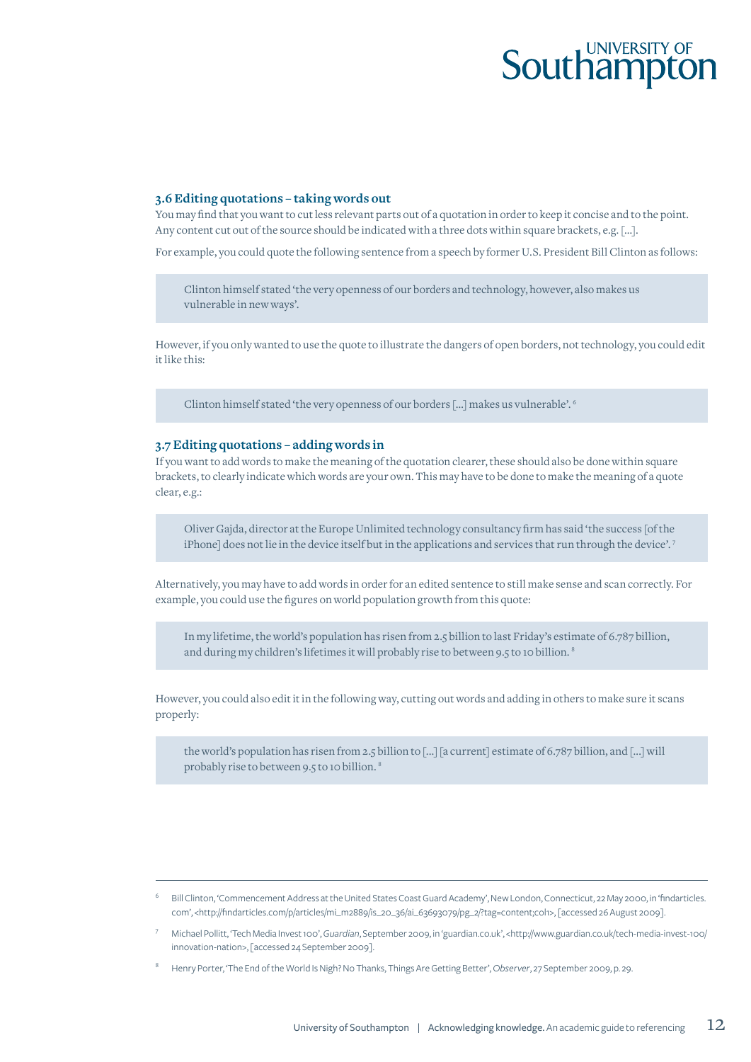### 3.6 Editing quotations – taking words out

You may find that you want to cut less relevant parts out of a quotation in order to keep it concise and to the point. Any content cut out of the source should be indicated with a three dots within square brackets, e.g. [...].

For example, you could quote the following sentence from a speech by former U.S. President Bill Clinton as follows:

> Clinton himself stated 'the very openness of our borders and technology, however, also makes us vulnerable in new ways'.

However, if you only wanted to use the quote to illustrate the dangers of open borders, not technology, you could edit it like this:

> Clinton himself stated 'the very openness of our borders [...] makes us vulnerable'. [6]

### 3.7 Editing quotations – adding words in

If you want to add words to make the meaning of the quotation clearer, these should also be done within square brackets, to clearly indicate which words are your own. This may have to be done to make the meaning of a quote clear, e.g.:

> Oliver Gajda, director at the Europe Unlimited technology consultancy firm has said 'the success [of the iPhone] does not lie in the device itself but in the applications and services that run through the device'. [7]

Alternatively, you may have to add words in order for an edited sentence to still make sense and scan correctly. For example, you could use the figures on world population growth from this quote:

> In my lifetime, the world's population has risen from 2.5 billion to last Friday's estimate of 6.787 billion, and during my children's lifetimes it will probably rise to between 9.5 to 10 billion. [8]

However, you could also edit it in the following way, cutting out words and adding in others to make sure it scans properly:

> the world's population has risen from 2.5 billion to [...] [a current] estimate of 6.787 billion, and [...] will probably rise to between 9.5 to 10 billion. [8]

---

[6] Bill Clinton, 'Commencement Address at the United States Coast Guard Academy', New London, Connecticut, 22 May 2000, in 'findarticles.com', <http://findarticles.com/p/articles/mi_m2889/is_20_36/ai_63693079/pg_2/?tag=content;col1>, [accessed 26 August 2009].

[7] Michael Pollitt, 'Tech Media Invest 100', *Guardian*, September 2009, in 'guardian.co.uk', <http://www.guardian.co.uk/tech-media-invest-100/innovation-nation>, [accessed 24 September 2009].

[8] Henry Porter, 'The End of the World Is Nigh? No Thanks, Things Are Getting Better', *Observer*, 27 September 2009, p. 29.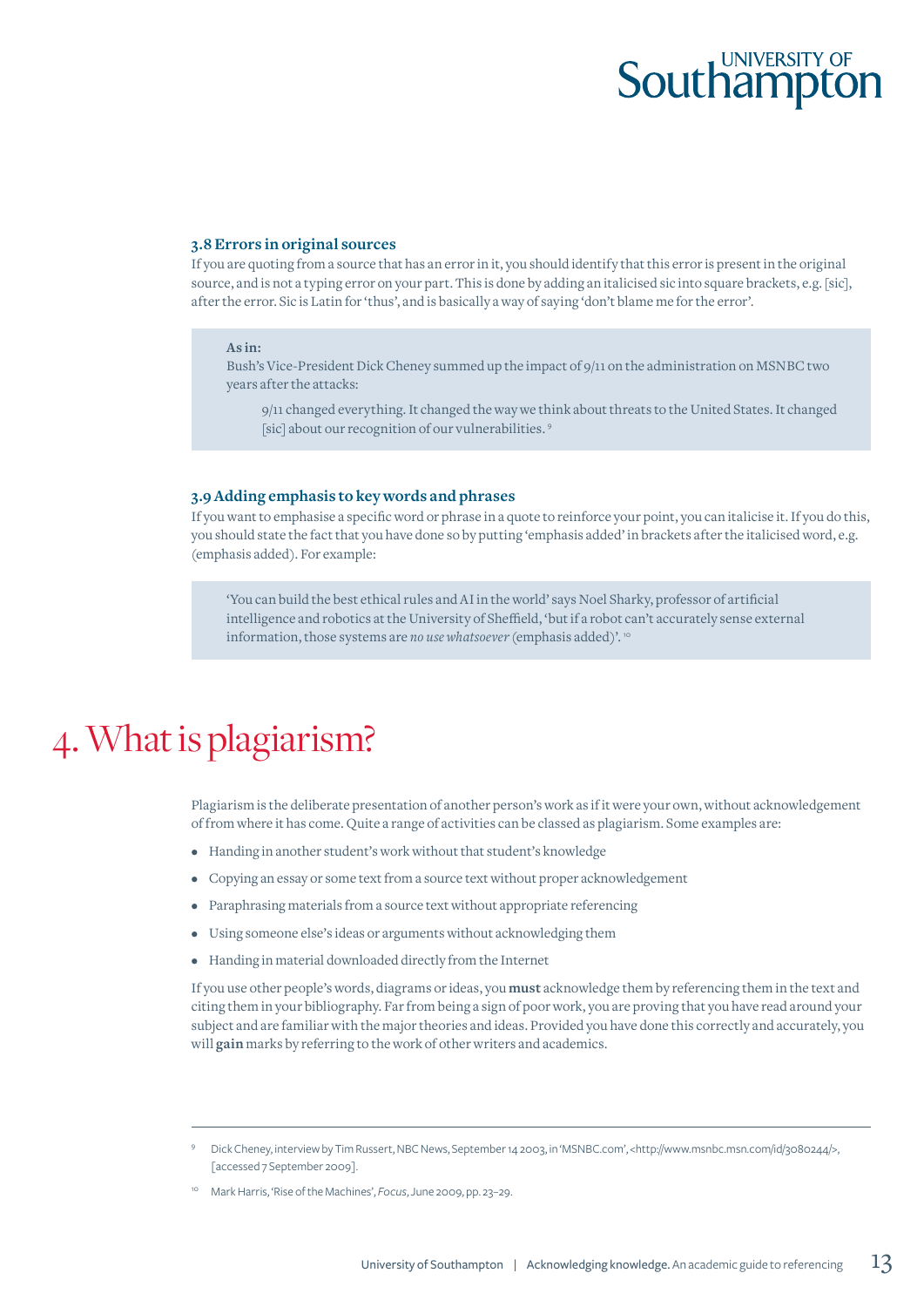### 3.8 Errors in original sources

If you are quoting from a source that has an error in it, you should identify that this error is present in the original source, and is not a typing error on your part. This is done by adding an italicised sic into square brackets, e.g. [sic], after the error. Sic is Latin for 'thus', and is basically a way of saying 'don't blame me for the error'.

> **As in:**
> Bush's Vice-President Dick Cheney summed up the impact of 9/11 on the administration on MSNBC two years after the attacks:
>
> > 9/11 changed everything. It changed the way we think about threats to the United States. It changed [sic] about our recognition of our vulnerabilities. [9]

### 3.9 Adding emphasis to key words and phrases

If you want to emphasise a specific word or phrase in a quote to reinforce your point, you can italicise it. If you do this, you should state the fact that you have done so by putting 'emphasis added' in brackets after the italicised word, e.g. (emphasis added). For example:

> 'You can build the best ethical rules and AI in the world' says Noel Sharky, professor of artificial intelligence and robotics at the University of Sheffield, 'but if a robot can't accurately sense external information, those systems are *no use whatsoever* (emphasis added)'. [10]

# 4. What is plagiarism?

Plagiarism is the deliberate presentation of another person's work as if it were your own, without acknowledgement of from where it has come. Quite a range of activities can be classed as plagiarism. Some examples are:

- Handing in another student's work without that student's knowledge
- Copying an essay or some text from a source text without proper acknowledgement
- Paraphrasing materials from a source text without appropriate referencing
- Using someone else's ideas or arguments without acknowledging them
- Handing in material downloaded directly from the Internet

If you use other people's words, diagrams or ideas, you **must** acknowledge them by referencing them in the text and citing them in your bibliography. Far from being a sign of poor work, you are proving that you have read around your subject and are familiar with the major theories and ideas. Provided you have done this correctly and accurately, you will **gain** marks by referring to the work of other writers and academics.

---

[9] Dick Cheney, interview by Tim Russert, NBC News, September 14 2003, in 'MSNBC.com', <http://www.msnbc.msn.com/id/3080244/>, [accessed 7 September 2009].

[10] Mark Harris, 'Rise of the Machines', *Focus*, June 2009, pp. 23–29.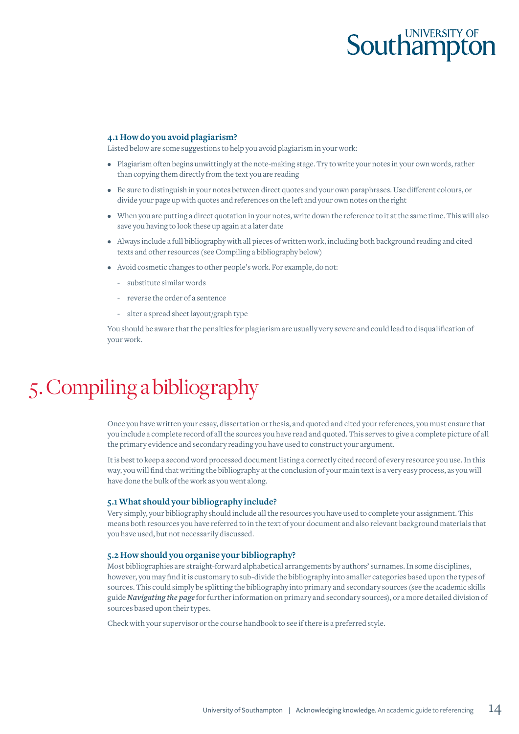### 4.1 How do you avoid plagiarism?

Listed below are some suggestions to help you avoid plagiarism in your work:

- Plagiarism often begins unwittingly at the note-making stage. Try to write your notes in your own words, rather than copying them directly from the text you are reading
- Be sure to distinguish in your notes between direct quotes and your own paraphrases. Use different colours, or divide your page up with quotes and references on the left and your own notes on the right
- When you are putting a direct quotation in your notes, write down the reference to it at the same time. This will also save you having to look these up again at a later date
- Always include a full bibliography with all pieces of written work, including both background reading and cited texts and other resources (see Compiling a bibliography below)
- Avoid cosmetic changes to other people's work. For example, do not:
  - substitute similar words
  - reverse the order of a sentence
  - alter a spread sheet layout/graph type

You should be aware that the penalties for plagiarism are usually very severe and could lead to disqualification of your work.

# 5. Compiling a bibliography

Once you have written your essay, dissertation or thesis, and quoted and cited your references, you must ensure that you include a complete record of all the sources you have read and quoted. This serves to give a complete picture of all the primary evidence and secondary reading you have used to construct your argument.

It is best to keep a second word processed document listing a correctly cited record of every resource you use. In this way, you will find that writing the bibliography at the conclusion of your main text is a very easy process, as you will have done the bulk of the work as you went along.

### 5.1 What should your bibliography include?

Very simply, your bibliography should include all the resources you have used to complete your assignment. This means both resources you have referred to in the text of your document and also relevant background materials that you have used, but not necessarily discussed.

### 5.2 How should you organise your bibliography?

Most bibliographies are straight-forward alphabetical arrangements by authors' surnames. In some disciplines, however, you may find it is customary to sub-divide the bibliography into smaller categories based upon the types of sources. This could simply be splitting the bibliography into primary and secondary sources (see the academic skills guide ***Navigating the page*** for further information on primary and secondary sources), or a more detailed division of sources based upon their types.

Check with your supervisor or the course handbook to see if there is a preferred style.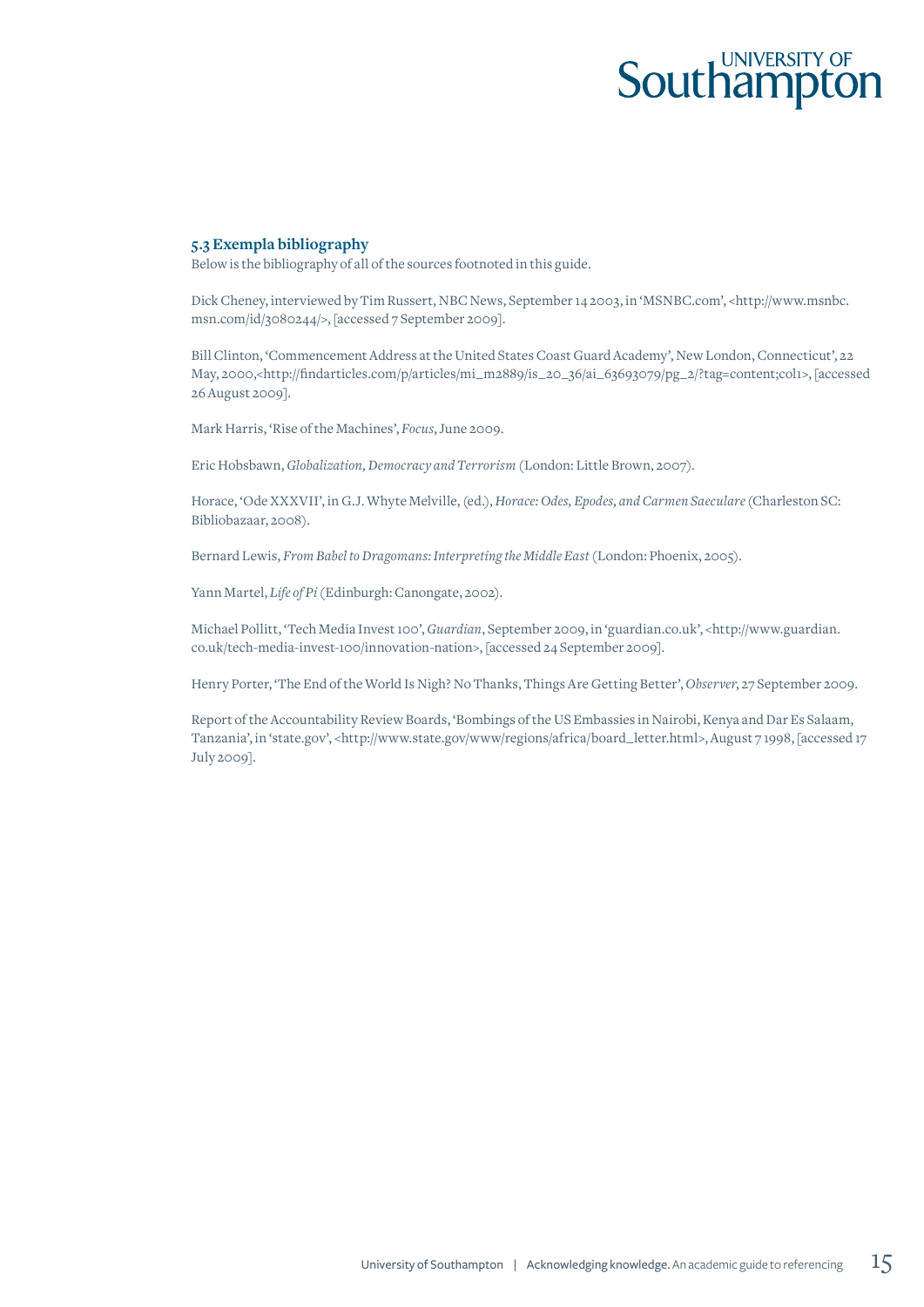### 5.3 Exempla bibliography

Below is the bibliography of all of the sources footnoted in this guide.

Dick Cheney, interviewed by Tim Russert, NBC News, September 14 2003, in 'MSNBC.com', <http://www.msnbc.msn.com/id/3080244/>, [accessed 7 September 2009].

Bill Clinton, 'Commencement Address at the United States Coast Guard Academy', New London, Connecticut', 22 May, 2000,<http://findarticles.com/p/articles/mi_m2889/is_20_36/ai_63693079/pg_2/?tag=content;col1>, [accessed 26 August 2009].

Mark Harris, 'Rise of the Machines', *Focus*, June 2009.

Eric Hobsbawn, *Globalization, Democracy and Terrorism* (London: Little Brown, 2007).

Horace, 'Ode XXXVII', in G.J. Whyte Melville, (ed.), *Horace: Odes, Epodes, and Carmen Saeculare* (Charleston SC: Bibliobazaar, 2008).

Bernard Lewis, *From Babel to Dragomans: Interpreting the Middle East* (London: Phoenix, 2005).

Yann Martel, *Life of Pi* (Edinburgh: Canongate, 2002).

Michael Pollitt, 'Tech Media Invest 100', *Guardian*, September 2009, in 'guardian.co.uk', <http://www.guardian.co.uk/tech-media-invest-100/innovation-nation>, [accessed 24 September 2009].

Henry Porter, 'The End of the World Is Nigh? No Thanks, Things Are Getting Better', *Observer*, 27 September 2009.

Report of the Accountability Review Boards, 'Bombings of the US Embassies in Nairobi, Kenya and Dar Es Salaam, Tanzania', in 'state.gov', <http://www.state.gov/www/regions/africa/board_letter.html>, August 7 1998, [accessed 17 July 2009].